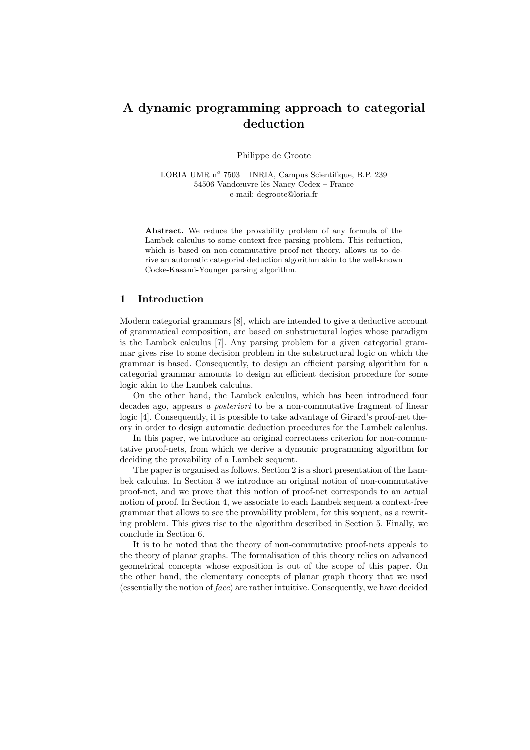# A dynamic programming approach to categorial deduction

Philippe de Groote

LORIA UMR n$^o$ 7503 – INRIA, Campus Scientifique, B.P. 239
54506 Vandœuvre lès Nancy Cedex – France
e-mail: degroote@loria.fr

**Abstract.** We reduce the provability problem of any formula of the Lambek calculus to some context-free parsing problem. This reduction, which is based on non-commutative proof-net theory, allows us to derive an automatic categorial deduction algorithm akin to the well-known Cocke-Kasami-Younger parsing algorithm.

## 1 Introduction

Modern categorial grammars [8], which are intended to give a deductive account of grammatical composition, are based on substructural logics whose paradigm is the Lambek calculus [7]. Any parsing problem for a given categorial grammar gives rise to some decision problem in the substructural logic on which the grammar is based. Consequently, to design an efficient parsing algorithm for a categorial grammar amounts to design an efficient decision procedure for some logic akin to the Lambek calculus.

On the other hand, the Lambek calculus, which has been introduced four decades ago, appears *a posteriori* to be a non-commutative fragment of linear logic [4]. Consequently, it is possible to take advantage of Girard's proof-net theory in order to design automatic deduction procedures for the Lambek calculus.

In this paper, we introduce an original correctness criterion for non-commutative proof-nets, from which we derive a dynamic programming algorithm for deciding the provability of a Lambek sequent.

The paper is organised as follows. Section 2 is a short presentation of the Lambek calculus. In Section 3 we introduce an original notion of non-commutative proof-net, and we prove that this notion of proof-net corresponds to an actual notion of proof. In Section 4, we associate to each Lambek sequent a context-free grammar that allows to see the provability problem, for this sequent, as a rewriting problem. This gives rise to the algorithm described in Section 5. Finally, we conclude in Section 6.

It is to be noted that the theory of non-commutative proof-nets appeals to the theory of planar graphs. The formalisation of this theory relies on advanced geometrical concepts whose exposition is out of the scope of this paper. On the other hand, the elementary concepts of planar graph theory that we used (essentially the notion of *face*) are rather intuitive. Consequently, we have decided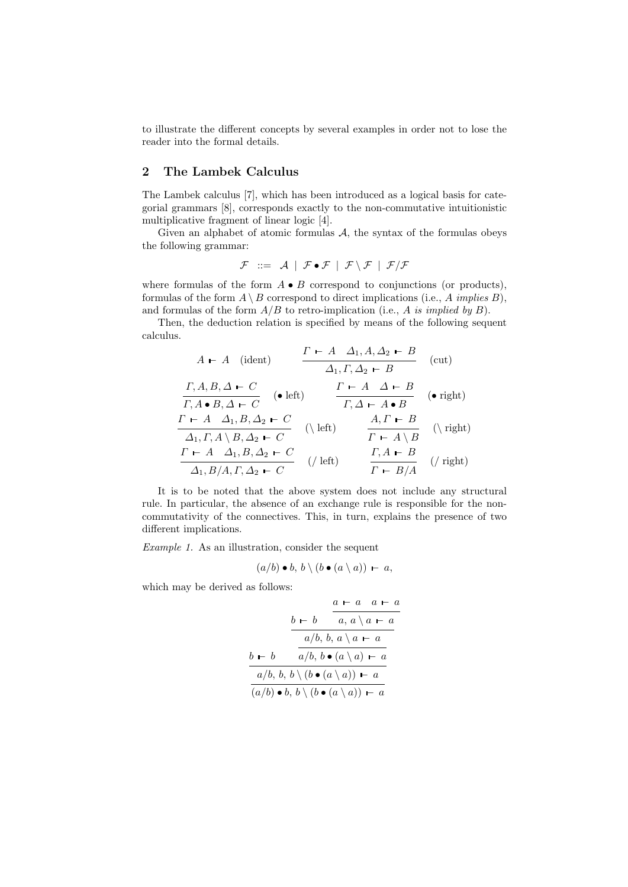to illustrate the different concepts by several examples in order not to lose the reader into the formal details.

## 2 The Lambek Calculus

The Lambek calculus [7], which has been introduced as a logical basis for categorial grammars [8], corresponds exactly to the non-commutative intuitionistic multiplicative fragment of linear logic [4].

Given an alphabet of atomic formulas $\mathcal{A}$, the syntax of the formulas obeys the following grammar:

$$\mathcal{F} \ ::= \ \mathcal{A} \ | \ \mathcal{F} \bullet \mathcal{F} \ | \ \mathcal{F} \setminus \mathcal{F} \ | \ \mathcal{F} / \mathcal{F}$$

where formulas of the form $A \bullet B$ correspond to conjunctions (or products), formulas of the form $A \setminus B$ correspond to direct implications (i.e., $A$ *implies* $B$), and formulas of the form $A/B$ to retro-implication (i.e., $A$ *is implied by* $B$).

Then, the deduction relation is specified by means of the following sequent calculus.

$$A \vdash A \quad \text{(ident)} \qquad \frac{\Gamma \vdash A \quad \Delta_1, A, \Delta_2 \vdash B}{\Delta_1, \Gamma, \Delta_2 \vdash B} \quad \text{(cut)}$$

$$\frac{\Gamma, A, B, \Delta \vdash C}{\Gamma, A \bullet B, \Delta \vdash C} \quad (\bullet \text{ left}) \qquad \frac{\Gamma \vdash A \quad \Delta \vdash B}{\Gamma, \Delta \vdash A \bullet B} \quad (\bullet \text{ right})$$

$$\frac{\Gamma \vdash A \quad \Delta_1, B, \Delta_2 \vdash C}{\Delta_1, \Gamma, A \setminus B, \Delta_2 \vdash C} \quad (\setminus \text{ left}) \qquad \frac{A, \Gamma \vdash B}{\Gamma \vdash A \setminus B} \quad (\setminus \text{ right})$$

$$\frac{\Gamma \vdash A \quad \Delta_1, B, \Delta_2 \vdash C}{\Delta_1, B/A, \Gamma, \Delta_2 \vdash C} \quad (/ \text{ left}) \qquad \frac{\Gamma, A \vdash B}{\Gamma \vdash B/A} \quad (/ \text{ right})$$

It is to be noted that the above system does not include any structural rule. In particular, the absence of an exchange rule is responsible for the non-commutativity of the connectives. This, in turn, explains the presence of two different implications.

*Example 1.* As an illustration, consider the sequent

$$(a/b) \bullet b,\ b \setminus (b \bullet (a \setminus a)) \vdash a,$$

which may be derived as follows:

$$\cfrac{\cfrac{b \vdash b \qquad \cfrac{b \vdash b \qquad \cfrac{a \vdash a \quad a \vdash a}{a,\ a \setminus a \vdash a}}{a/b,\ b,\ a \setminus a \vdash a}}{a/b,\ b \bullet (a \setminus a) \vdash a}}{\cfrac{a/b,\ b,\ b \setminus (b \bullet (a \setminus a)) \vdash a}{(a/b) \bullet b,\ b \setminus (b \bullet (a \setminus a)) \vdash a}}$$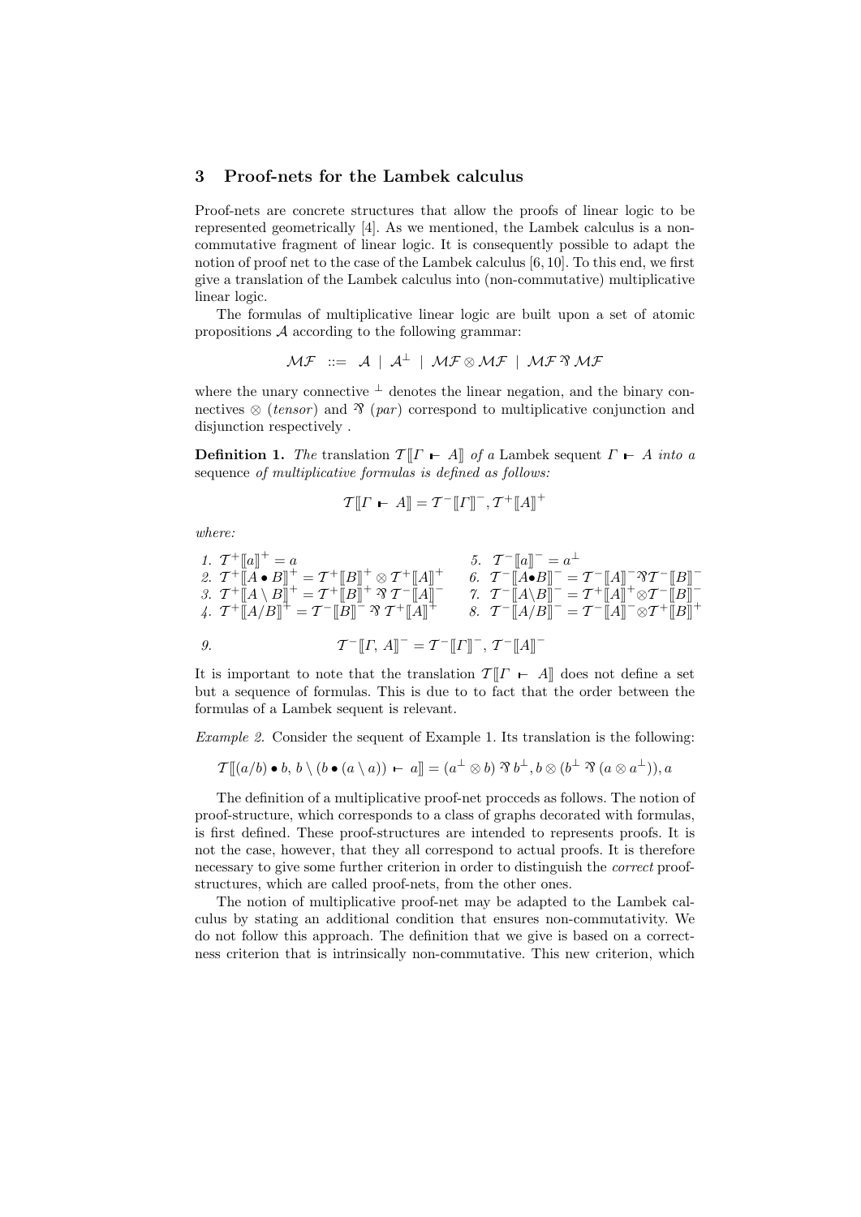## 3 Proof-nets for the Lambek calculus

Proof-nets are concrete structures that allow the proofs of linear logic to be represented geometrically [4]. As we mentioned, the Lambek calculus is a non-commutative fragment of linear logic. It is consequently possible to adapt the notion of proof net to the case of the Lambek calculus [6, 10]. To this end, we first give a translation of the Lambek calculus into (non-commutative) multiplicative linear logic.

The formulas of multiplicative linear logic are built upon a set of atomic propositions $\mathcal{A}$ according to the following grammar:

$$\mathcal{MF} \ ::= \ \mathcal{A} \ | \ \mathcal{A}^{\perp} \ | \ \mathcal{MF} \otimes \mathcal{MF} \ | \ \mathcal{MF} \parr \mathcal{MF}$$

where the unary connective $^{\perp}$ denotes the linear negation, and the binary connectives $\otimes$ (*tensor*) and $\parr$ (*par*) correspond to multiplicative conjunction and disjunction respectively .

**Definition 1.** *The* translation $\mathcal{T}[\![\Gamma \vdash A]\!]$ *of a* Lambek sequent $\Gamma \vdash A$ *into a* sequence *of multiplicative formulas is defined as follows:*

$$\mathcal{T}[\![\Gamma \vdash A]\!] = \mathcal{T}^{-}[\![\Gamma]\!]^{-}, \mathcal{T}^{+}[\![A]\!]^{+}$$

*where:*

1. $\mathcal{T}^{+}[\![a]\!]^{+} = a$
2. $\mathcal{T}^{+}[\![A \bullet B]\!]^{+} = \mathcal{T}^{+}[\![B]\!]^{+} \otimes \mathcal{T}^{+}[\![A]\!]^{+}$
3. $\mathcal{T}^{+}[\![A \setminus B]\!]^{+} = \mathcal{T}^{+}[\![B]\!]^{+} \parr \mathcal{T}^{-}[\![A]\!]^{-}$
4. $\mathcal{T}^{+}[\![A / B]\!]^{+} = \mathcal{T}^{-}[\![B]\!]^{-} \parr \mathcal{T}^{+}[\![A]\!]^{+}$
5. $\mathcal{T}^{-}[\![a]\!]^{-} = a^{\perp}$
6. $\mathcal{T}^{-}[\![A \bullet B]\!]^{-} = \mathcal{T}^{-}[\![A]\!]^{-} \parr \mathcal{T}^{-}[\![B]\!]^{-}$
7. $\mathcal{T}^{-}[\![A \setminus B]\!]^{-} = \mathcal{T}^{+}[\![A]\!]^{+} \otimes \mathcal{T}^{-}[\![B]\!]^{-}$
8. $\mathcal{T}^{-}[\![A / B]\!]^{-} = \mathcal{T}^{-}[\![A]\!]^{-} \otimes \mathcal{T}^{+}[\![B]\!]^{+}$
9. $$\mathcal{T}^{-}[\![\Gamma, A]\!]^{-} = \mathcal{T}^{-}[\![\Gamma]\!]^{-}, \mathcal{T}^{-}[\![A]\!]^{-}$$

It is important to note that the translation $\mathcal{T}[\![\Gamma \vdash A]\!]$ does not define a set but a sequence of formulas. This is due to to fact that the order between the formulas of a Lambek sequent is relevant.

*Example 2.* Consider the sequent of Example 1. Its translation is the following:

$$\mathcal{T}[\![(a/b) \bullet b, \, b \setminus (b \bullet (a \setminus a)) \vdash a]\!] = (a^{\perp} \otimes b) \parr b^{\perp}, b \otimes (b^{\perp} \parr (a \otimes a^{\perp})), a$$

The definition of a multiplicative proof-net procceds as follows. The notion of proof-structure, which corresponds to a class of graphs decorated with formulas, is first defined. These proof-structures are intended to represents proofs. It is not the case, however, that they all correspond to actual proofs. It is therefore necessary to give some further criterion in order to distinguish the *correct* proof-structures, which are called proof-nets, from the other ones.

The notion of multiplicative proof-net may be adapted to the Lambek calculus by stating an additional condition that ensures non-commutativity. We do not follow this approach. The definition that we give is based on a correctness criterion that is intrinsically non-commutative. This new criterion, which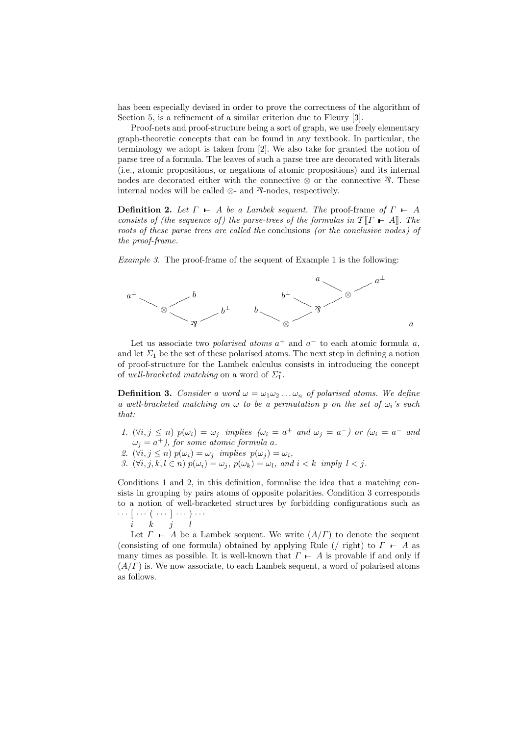has been especially devised in order to prove the correctness of the algorithm of Section 5, is a refinement of a similar criterion due to Fleury [3].

Proof-nets and proof-structure being a sort of graph, we use freely elementary graph-theoretic concepts that can be found in any textbook. In particular, the terminology we adopt is taken from [2]. We also take for granted the notion of parse tree of a formula. The leaves of such a parse tree are decorated with literals (i.e., atomic propositions, or negations of atomic propositions) and its internal nodes are decorated either with the connective $\otimes$ or the connective $⅋$. These internal nodes will be called $\otimes$- and $⅋$-nodes, respectively.

**Definition 2.** *Let $\Gamma \vdash A$ be a Lambek sequent. The* proof-frame *of $\Gamma \vdash A$ consists of (the sequence of) the parse-trees of the formulas in $\mathcal{T}[\![\Gamma \vdash A]\!]$. The roots of these parse trees are called the* conclusions *(or the conclusive nodes) of the proof-frame.*

*Example 3.* The proof-frame of the sequent of Example 1 is the following:

$$a^\perp \quad b \;\to\; \otimes, \quad \otimes \;\; b^\perp \;\to\; ⅋ \qquad\qquad b \quad [b^\perp \;\; [a \;\; a^\perp \to \otimes] \to ⅋] \to \otimes \qquad\qquad a$$

Let us associate two *polarised atoms* $a^+$ and $a^-$ to each atomic formula $a$, and let $\Sigma_1$ be the set of these polarised atoms. The next step in defining a notion of proof-structure for the Lambek calculus consists in introducing the concept of *well-bracketed matching* on a word of $\Sigma_1^*$.

**Definition 3.** *Consider a word $\omega = \omega_1\omega_2\ldots\omega_n$ of polarised atoms. We define a well-bracketed matching on $\omega$ to be a permutation $p$ on the set of $\omega_i$'s such that:*

1. *$(\forall i, j \leq n)$ $p(\omega_i) = \omega_j$ implies ($\omega_i = a^+$ and $\omega_j = a^-$) or ($\omega_i = a^-$ and $\omega_j = a^+$), for some atomic formula $a$.*
2. *$(\forall i, j \leq n)$ $p(\omega_i) = \omega_j$ implies $p(\omega_j) = \omega_i$,*
3. *$(\forall i, j, k, l \in n)$ $p(\omega_i) = \omega_j$, $p(\omega_k) = \omega_l$, and $i < k$ imply $l < j$.*

Conditions 1 and 2, in this definition, formalise the idea that a matching consists in grouping by pairs atoms of opposite polarities. Condition 3 corresponds to a notion of well-bracketed structures by forbidding configurations such as

$$\underset{i}{\cdots [} \cdots \underset{k}{(} \cdots \underset{j}{]} \cdots \underset{l}{)} \cdots$$

Let $\Gamma \vdash A$ be a Lambek sequent. We write $(A/\Gamma)$ to denote the sequent (consisting of one formula) obtained by applying Rule (/ right) to $\Gamma \vdash A$ as many times as possible. It is well-known that $\Gamma \vdash A$ is provable if and only if $(A/\Gamma)$ is. We now associate, to each Lambek sequent, a word of polarised atoms as follows.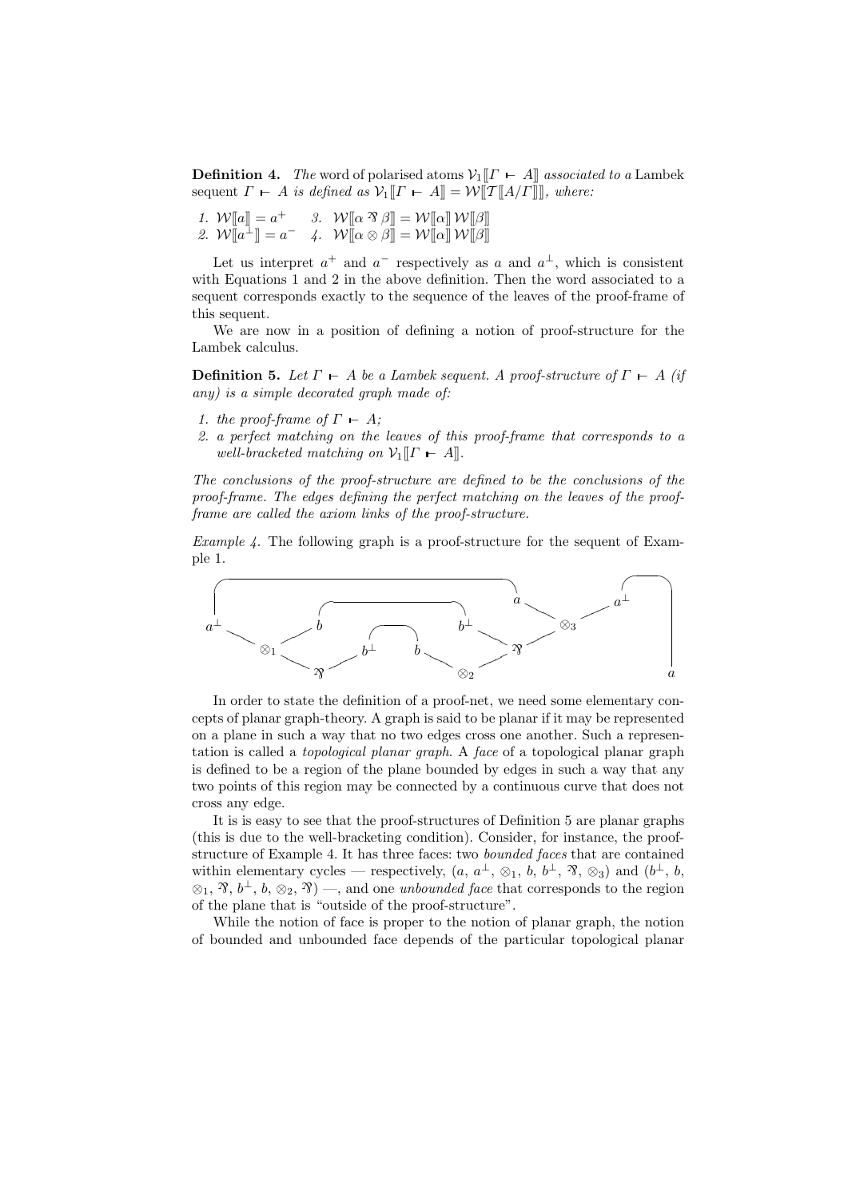**Definition 4.** *The* word of polarised atoms $\mathcal{V}_1[\![\Gamma \vdash A]\!]$ *associated to a* Lambek sequent $\Gamma \vdash A$ *is defined as* $\mathcal{V}_1[\![\Gamma \vdash A]\!] = \mathcal{W}[\![\mathcal{T}[\![A/\Gamma]\!]]\!]$*, where:*

1. $\mathcal{W}[\![a]\!] = a^+$
2. $\mathcal{W}[\![a^\perp]\!] = a^-$
3. $\mathcal{W}[\![\alpha \parr \beta]\!] = \mathcal{W}[\![\alpha]\!]\, \mathcal{W}[\![\beta]\!]$
4. $\mathcal{W}[\![\alpha \otimes \beta]\!] = \mathcal{W}[\![\alpha]\!]\, \mathcal{W}[\![\beta]\!]$

Let us interpret $a^+$ and $a^-$ respectively as $a$ and $a^\perp$, which is consistent with Equations 1 and 2 in the above definition. Then the word associated to a sequent corresponds exactly to the sequence of the leaves of the proof-frame of this sequent.

We are now in a position of defining a notion of proof-structure for the Lambek calculus.

**Definition 5.** *Let $\Gamma \vdash A$ be a Lambek sequent. A proof-structure of $\Gamma \vdash A$ (if any) is a simple decorated graph made of:*

1. *the proof-frame of $\Gamma \vdash A$;*
2. *a perfect matching on the leaves of this proof-frame that corresponds to a well-bracketed matching on $\mathcal{V}_1[\![\Gamma \vdash A]\!]$.*

*The conclusions of the proof-structure are defined to be the conclusions of the proof-frame. The edges defining the perfect matching on the leaves of the proof-frame are called the axiom links of the proof-structure.*

*Example 4.* The following graph is a proof-structure for the sequent of Example 1.

In order to state the definition of a proof-net, we need some elementary concepts of planar graph-theory. A graph is said to be planar if it may be represented on a plane in such a way that no two edges cross one another. Such a representation is called a *topological planar graph*. A *face* of a topological planar graph is defined to be a region of the plane bounded by edges in such a way that any two points of this region may be connected by a continuous curve that does not cross any edge.

It is is easy to see that the proof-structures of Definition 5 are planar graphs (this is due to the well-bracketing condition). Consider, for instance, the proof-structure of Example 4. It has three faces: two *bounded faces* that are contained within elementary cycles — respectively, ($a$, $a^\perp$, $\otimes_1$, $b$, $b^\perp$, $\parr$, $\otimes_3$) and ($b^\perp$, $b$, $\otimes_1$, $\parr$, $b^\perp$, $b$, $\otimes_2$, $\parr$) —, and one *unbounded face* that corresponds to the region of the plane that is "outside of the proof-structure".

While the notion of face is proper to the notion of planar graph, the notion of bounded and unbounded face depends of the particular topological planar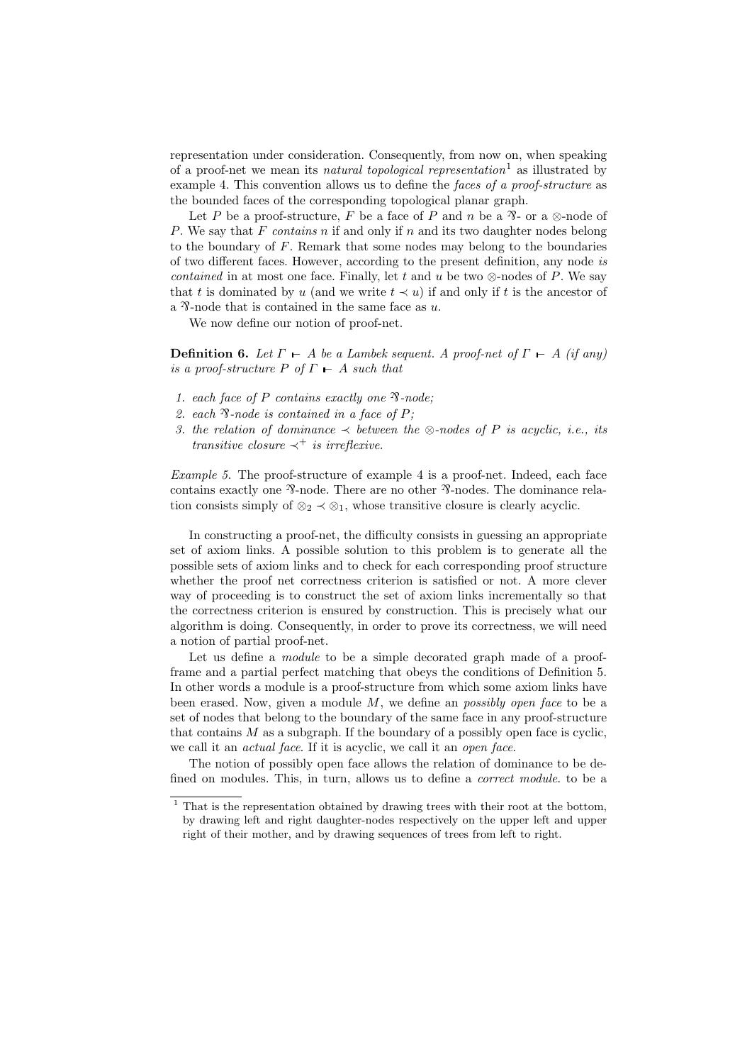representation under consideration. Consequently, from now on, when speaking of a proof-net we mean its *natural topological representation*[1] as illustrated by example 4. This convention allows us to define the *faces of a proof-structure* as the bounded faces of the corresponding topological planar graph.

Let $P$ be a proof-structure, $F$ be a face of $P$ and $n$ be a $\parr$- or a $\otimes$-node of $P$. We say that $F$ *contains* $n$ if and only if $n$ and its two daughter nodes belong to the boundary of $F$. Remark that some nodes may belong to the boundaries of two different faces. However, according to the present definition, any node *is contained* in at most one face. Finally, let $t$ and $u$ be two $\otimes$-nodes of $P$. We say that $t$ is dominated by $u$ (and we write $t \prec u$) if and only if $t$ is the ancestor of a $\parr$-node that is contained in the same face as $u$.

We now define our notion of proof-net.

**Definition 6.** *Let $\Gamma \vdash A$ be a Lambek sequent. A proof-net of $\Gamma \vdash A$ (if any) is a proof-structure $P$ of $\Gamma \vdash A$ such that*

1. *each face of $P$ contains exactly one $\parr$-node;*
2. *each $\parr$-node is contained in a face of $P$;*
3. *the relation of dominance $\prec$ between the $\otimes$-nodes of $P$ is acyclic, i.e., its transitive closure $\prec^+$ is irreflexive.*

*Example 5.* The proof-structure of example 4 is a proof-net. Indeed, each face contains exactly one $\parr$-node. There are no other $\parr$-nodes. The dominance relation consists simply of $\otimes_2 \prec \otimes_1$, whose transitive closure is clearly acyclic.

In constructing a proof-net, the difficulty consists in guessing an appropriate set of axiom links. A possible solution to this problem is to generate all the possible sets of axiom links and to check for each corresponding proof structure whether the proof net correctness criterion is satisfied or not. A more clever way of proceeding is to construct the set of axiom links incrementally so that the correctness criterion is ensured by construction. This is precisely what our algorithm is doing. Consequently, in order to prove its correctness, we will need a notion of partial proof-net.

Let us define a *module* to be a simple decorated graph made of a proof-frame and a partial perfect matching that obeys the conditions of Definition 5. In other words a module is a proof-structure from which some axiom links have been erased. Now, given a module $M$, we define an *possibly open face* to be a set of nodes that belong to the boundary of the same face in any proof-structure that contains $M$ as a subgraph. If the boundary of a possibly open face is cyclic, we call it an *actual face*. If it is acyclic, we call it an *open face*.

The notion of possibly open face allows the relation of dominance to be defined on modules. This, in turn, allows us to define a *correct module*. to be a

[1] That is the representation obtained by drawing trees with their root at the bottom, by drawing left and right daughter-nodes respectively on the upper left and upper right of their mother, and by drawing sequences of trees from left to right.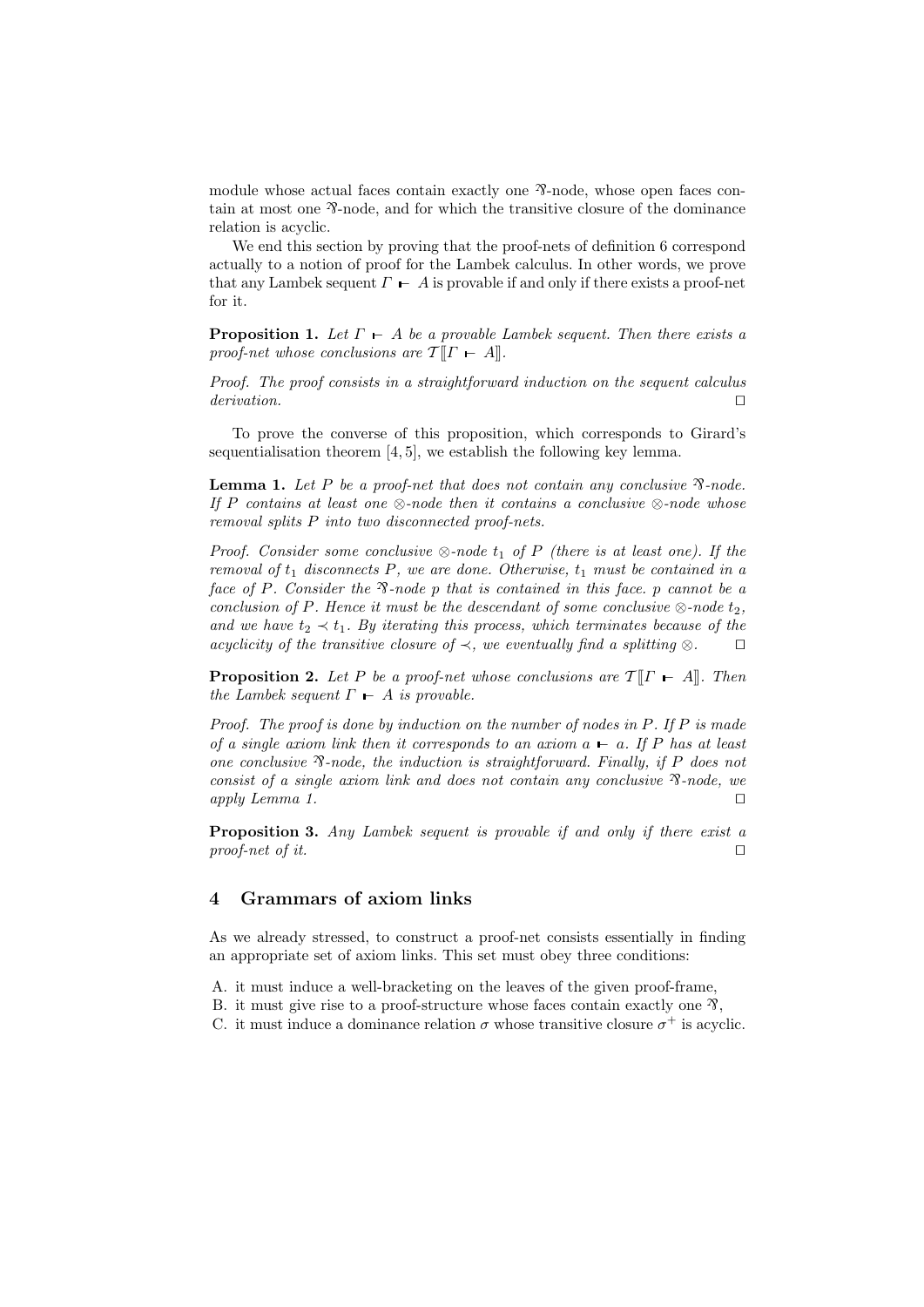module whose actual faces contain exactly one ⅋-node, whose open faces contain at most one ⅋-node, and for which the transitive closure of the dominance relation is acyclic.

We end this section by proving that the proof-nets of definition 6 correspond actually to a notion of proof for the Lambek calculus. In other words, we prove that any Lambek sequent $\Gamma \vdash A$ is provable if and only if there exists a proof-net for it.

**Proposition 1.** *Let $\Gamma \vdash A$ be a provable Lambek sequent. Then there exists a proof-net whose conclusions are $\mathcal{T}[\![\Gamma \vdash A]\!]$.*

*Proof.* *The proof consists in a straightforward induction on the sequent calculus derivation.* □

To prove the converse of this proposition, which corresponds to Girard's sequentialisation theorem [4, 5], we establish the following key lemma.

**Lemma 1.** *Let $P$ be a proof-net that does not contain any conclusive ⅋-node. If $P$ contains at least one $\otimes$-node then it contains a conclusive $\otimes$-node whose removal splits $P$ into two disconnected proof-nets.*

*Proof.* *Consider some conclusive $\otimes$-node $t_1$ of $P$ (there is at least one). If the removal of $t_1$ disconnects $P$, we are done. Otherwise, $t_1$ must be contained in a face of $P$. Consider the ⅋-node $p$ that is contained in this face. $p$ cannot be a conclusion of $P$. Hence it must be the descendant of some conclusive $\otimes$-node $t_2$, and we have $t_2 \prec t_1$. By iterating this process, which terminates because of the acyclicity of the transitive closure of $\prec$, we eventually find a splitting $\otimes$.* □

**Proposition 2.** *Let $P$ be a proof-net whose conclusions are $\mathcal{T}[\![\Gamma \vdash A]\!]$. Then the Lambek sequent $\Gamma \vdash A$ is provable.*

*Proof.* *The proof is done by induction on the number of nodes in $P$. If $P$ is made of a single axiom link then it corresponds to an axiom $a \vdash a$. If $P$ has at least one conclusive ⅋-node, the induction is straightforward. Finally, if $P$ does not consist of a single axiom link and does not contain any conclusive ⅋-node, we apply Lemma 1.* □

**Proposition 3.** *Any Lambek sequent is provable if and only if there exist a proof-net of it.* □

## 4 Grammars of axiom links

As we already stressed, to construct a proof-net consists essentially in finding an appropriate set of axiom links. This set must obey three conditions:

A. it must induce a well-bracketing on the leaves of the given proof-frame,
B. it must give rise to a proof-structure whose faces contain exactly one ⅋,
C. it must induce a dominance relation $\sigma$ whose transitive closure $\sigma^+$ is acyclic.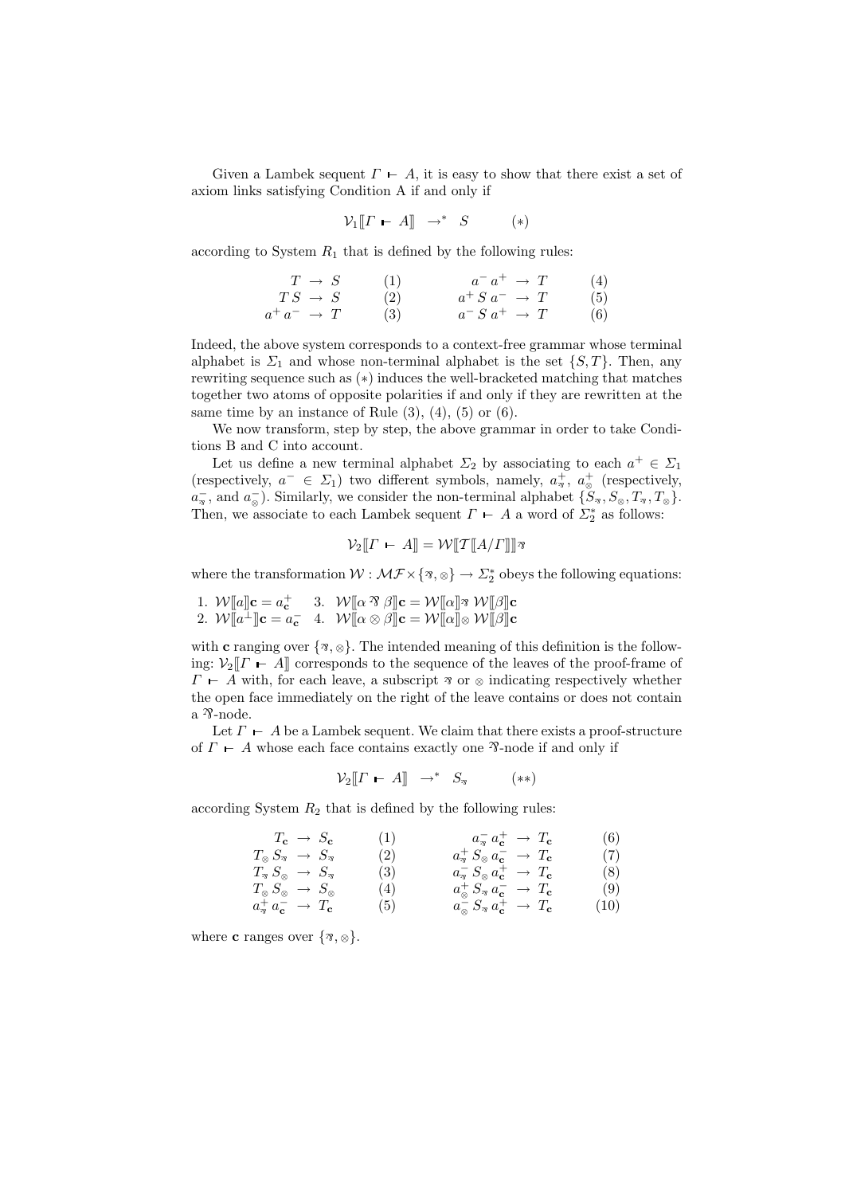Given a Lambek sequent $\Gamma \vdash A$, it is easy to show that there exist a set of axiom links satisfying Condition A if and only if

$$\mathcal{V}_1[\![\Gamma \vdash A]\!] \quad \to^* \quad S \qquad (*)$$

according to System $R_1$ that is defined by the following rules:

$$\begin{array}{rcll} T & \to & S & (1) \\ T\,S & \to & S & (2) \\ a^+\,a^- & \to & T & (3) \end{array} \qquad \begin{array}{rcll} a^-\,a^+ & \to & T & (4) \\ a^+\,S\,a^- & \to & T & (5) \\ a^-\,S\,a^+ & \to & T & (6) \end{array}$$

Indeed, the above system corresponds to a context-free grammar whose terminal alphabet is $\Sigma_1$ and whose non-terminal alphabet is the set $\{S, T\}$. Then, any rewriting sequence such as $(*)$ induces the well-bracketed matching that matches together two atoms of opposite polarities if and only if they are rewritten at the same time by an instance of Rule (3), (4), (5) or (6).

We now transform, step by step, the above grammar in order to take Conditions B and C into account.

Let us define a new terminal alphabet $\Sigma_2$ by associating to each $a^+ \in \Sigma_1$ (respectively, $a^- \in \Sigma_1$) two different symbols, namely, $a^+_{⅋}$, $a^+_{\otimes}$ (respectively, $a^-_{⅋}$, and $a^-_{\otimes}$). Similarly, we consider the non-terminal alphabet $\{S_{⅋}, S_{\otimes}, T_{⅋}, T_{\otimes}\}$. Then, we associate to each Lambek sequent $\Gamma \vdash A$ a word of $\Sigma_2^*$ as follows:

$$\mathcal{V}_2[\![\Gamma \vdash A]\!] = \mathcal{W}[\![\mathcal{T}[\![A/\Gamma]\!]]\!]_{⅋}$$

where the transformation $\mathcal{W} : \mathcal{MF} \times \{⅋, \otimes\} \to \Sigma_2^*$ obeys the following equations:

1. $\mathcal{W}[\![a]\!]_{\mathbf{c}} = a^+_{\mathbf{c}}$
2. $\mathcal{W}[\![a^\perp]\!]_{\mathbf{c}} = a^-_{\mathbf{c}}$
3. $\mathcal{W}[\![\alpha ⅋ \beta]\!]_{\mathbf{c}} = \mathcal{W}[\![\alpha]\!]_{⅋}\, \mathcal{W}[\![\beta]\!]_{\mathbf{c}}$
4. $\mathcal{W}[\![\alpha \otimes \beta]\!]_{\mathbf{c}} = \mathcal{W}[\![\alpha]\!]_{\otimes}\, \mathcal{W}[\![\beta]\!]_{\mathbf{c}}$

with $\mathbf{c}$ ranging over $\{⅋, \otimes\}$. The intended meaning of this definition is the following: $\mathcal{V}_2[\![\Gamma \vdash A]\!]$ corresponds to the sequence of the leaves of the proof-frame of $\Gamma \vdash A$ with, for each leave, a subscript $⅋$ or $\otimes$ indicating respectively whether the open face immediately on the right of the leave contains or does not contain a $⅋$-node.

Let $\Gamma \vdash A$ be a Lambek sequent. We claim that there exists a proof-structure of $\Gamma \vdash A$ whose each face contains exactly one $⅋$-node if and only if

$$\mathcal{V}_2[\![\Gamma \vdash A]\!] \quad \to^* \quad S_{⅋} \qquad (**)$$

according System $R_2$ that is defined by the following rules:

$$\begin{array}{rcll} T_{\mathbf{c}} & \to & S_{\mathbf{c}} & (1) \\ T_{\otimes}\,S_{⅋} & \to & S_{⅋} & (2) \\ T_{⅋}\,S_{\otimes} & \to & S_{⅋} & (3) \\ T_{\otimes}\,S_{\otimes} & \to & S_{\otimes} & (4) \\ a^+_{⅋}\,a^-_{\mathbf{c}} & \to & T_{\mathbf{c}} & (5) \end{array} \qquad \begin{array}{rcll} a^-_{⅋}\,a^+_{\mathbf{c}} & \to & T_{\mathbf{c}} & (6) \\ a^+_{⅋}\,S_{\otimes}\,a^-_{\mathbf{c}} & \to & T_{\mathbf{c}} & (7) \\ a^-_{⅋}\,S_{\otimes}\,a^+_{\mathbf{c}} & \to & T_{\mathbf{c}} & (8) \\ a^+_{\otimes}\,S_{⅋}\,a^-_{\mathbf{c}} & \to & T_{\mathbf{c}} & (9) \\ a^-_{\otimes}\,S_{⅋}\,a^+_{\mathbf{c}} & \to & T_{\mathbf{c}} & (10) \end{array}$$

where $\mathbf{c}$ ranges over $\{⅋, \otimes\}$.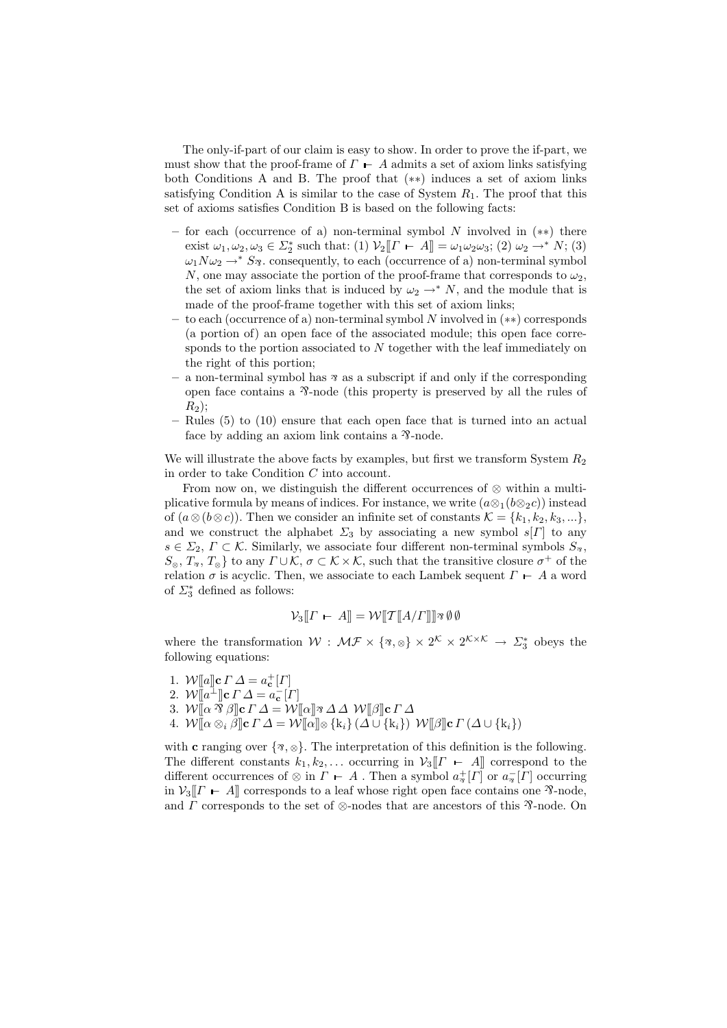The only-if-part of our claim is easy to show. In order to prove the if-part, we must show that the proof-frame of $\Gamma \vdash A$ admits a set of axiom links satisfying both Conditions A and B. The proof that $(**)$ induces a set of axiom links satisfying Condition A is similar to the case of System $R_1$. The proof that this set of axioms satisfies Condition B is based on the following facts:

– for each (occurrence of a) non-terminal symbol $N$ involved in $(**)$ there exist $\omega_1, \omega_2, \omega_3 \in \Sigma_2^*$ such that: (1) $\mathcal{V}_2[\![\Gamma \vdash A]\!] = \omega_1\omega_2\omega_3$; (2) $\omega_2 \rightarrow^* N$; (3) $\omega_1 N \omega_2 \rightarrow^* S_{\parr}$. consequently, to each (occurrence of a) non-terminal symbol $N$, one may associate the portion of the proof-frame that corresponds to $\omega_2$, the set of axiom links that is induced by $\omega_2 \rightarrow^* N$, and the module that is made of the proof-frame together with this set of axiom links;

– to each (occurrence of a) non-terminal symbol $N$ involved in $(**)$ corresponds (a portion of) an open face of the associated module; this open face corresponds to the portion associated to $N$ together with the leaf immediately on the right of this portion;

– a non-terminal symbol has $\parr$ as a subscript if and only if the corresponding open face contains a $\parr$-node (this property is preserved by all the rules of $R_2$);

– Rules (5) to (10) ensure that each open face that is turned into an actual face by adding an axiom link contains a $\parr$-node.

We will illustrate the above facts by examples, but first we transform System $R_2$ in order to take Condition $C$ into account.

From now on, we distinguish the different occurrences of $\otimes$ within a multiplicative formula by means of indices. For instance, we write $(a \otimes_1 (b \otimes_2 c))$ instead of $(a \otimes (b \otimes c))$. Then we consider an infinite set of constants $\mathcal{K} = \{k_1, k_2, k_3, ...\}$, and we construct the alphabet $\Sigma_3$ by associating a new symbol $s[\Gamma]$ to any $s \in \Sigma_2$, $\Gamma \subset \mathcal{K}$. Similarly, we associate four different non-terminal symbols $S_{\parr}$, $S_{\otimes}$, $T_{\parr}$, $T_{\otimes}\}$ to any $\Gamma \cup \mathcal{K}$, $\sigma \subset \mathcal{K} \times \mathcal{K}$, such that the transitive closure $\sigma^+$ of the relation $\sigma$ is acyclic. Then, we associate to each Lambek sequent $\Gamma \vdash A$ a word of $\Sigma_3^*$ defined as follows:

$$\mathcal{V}_3[\![\Gamma \vdash A]\!] = \mathcal{W}[\![\mathcal{T}[\![A/\Gamma]\!]]\!]_{\parr}\, \emptyset\, \emptyset$$

where the transformation $\mathcal{W} : \mathcal{MF} \times \{\parr, \otimes\} \times 2^{\mathcal{K}} \times 2^{\mathcal{K}\times\mathcal{K}} \rightarrow \Sigma_3^*$ obeys the following equations:

1. $\mathcal{W}[\![a]\!]\mathbf{c}\,\Gamma\,\Delta = a^+_{\mathbf{c}}[\Gamma]$
2. $\mathcal{W}[\![a^\perp]\!]\mathbf{c}\,\Gamma\,\Delta = a^-_{\mathbf{c}}[\Gamma]$
3. $\mathcal{W}[\![\alpha \parr \beta]\!]\mathbf{c}\,\Gamma\,\Delta = \mathcal{W}[\![\alpha]\!]_{\parr}\,\Delta\,\Delta\;\mathcal{W}[\![\beta]\!]\mathbf{c}\,\Gamma\,\Delta$
4. $\mathcal{W}[\![\alpha \otimes_i \beta]\!]\mathbf{c}\,\Gamma\,\Delta = \mathcal{W}[\![\alpha]\!]_{\otimes}\,\{k_i\}\,(\Delta \cup \{k_i\})\;\mathcal{W}[\![\beta]\!]\mathbf{c}\,\Gamma\,(\Delta \cup \{k_i\})$

with $\mathbf{c}$ ranging over $\{\parr, \otimes\}$. The interpretation of this definition is the following. The different constants $k_1, k_2, \ldots$ occurring in $\mathcal{V}_3[\![\Gamma \vdash A]\!]$ correspond to the different occurrences of $\otimes$ in $\Gamma \vdash A$ . Then a symbol $a^+_{\parr}[\Gamma]$ or $a^-_{\parr}[\Gamma]$ occurring in $\mathcal{V}_3[\![\Gamma \vdash A]\!]$ corresponds to a leaf whose right open face contains one $\parr$-node, and $\Gamma$ corresponds to the set of $\otimes$-nodes that are ancestors of this $\parr$-node. On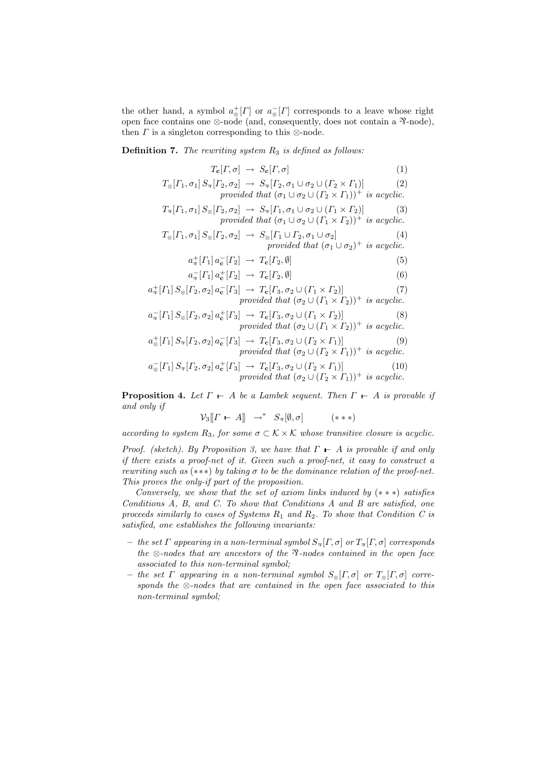the other hand, a symbol $a^+_{\otimes}[\Gamma]$ or $a^-_{\otimes}[\Gamma]$ corresponds to a leave whose right open face contains one $\otimes$-node (and, consequently, does not contain a $⅋$-node), then $\Gamma$ is a singleton corresponding to this $\otimes$-node.

**Definition 7.** *The rewriting system $R_3$ is defined as follows:*

$$T_{\mathbf{c}}[\Gamma, \sigma] \rightarrow S_{\mathbf{c}}[\Gamma, \sigma] \tag{1}$$

$$T_{\otimes}[\Gamma_1, \sigma_1]\, S_{⅋}[\Gamma_2, \sigma_2] \rightarrow S_{⅋}[\Gamma_2, \sigma_1 \cup \sigma_2 \cup (\Gamma_2 \times \Gamma_1)] \tag{2}$$
*provided that $(\sigma_1 \cup \sigma_2 \cup (\Gamma_2 \times \Gamma_1))^+$ is acyclic.*

$$T_{⅋}[\Gamma_1, \sigma_1]\, S_{\otimes}[\Gamma_2, \sigma_2] \rightarrow S_{⅋}[\Gamma_1, \sigma_1 \cup \sigma_2 \cup (\Gamma_1 \times \Gamma_2)] \tag{3}$$
*provided that $(\sigma_1 \cup \sigma_2 \cup (\Gamma_1 \times \Gamma_2))^+$ is acyclic.*

$$T_{\otimes}[\Gamma_1, \sigma_1]\, S_{\otimes}[\Gamma_2, \sigma_2] \rightarrow S_{\otimes}[\Gamma_1 \cup \Gamma_2, \sigma_1 \cup \sigma_2] \tag{4}$$
*provided that $(\sigma_1 \cup \sigma_2)^+$ is acyclic.*

$$a^+_{⅋}[\Gamma_1]\, a^-_{\mathbf{c}}[\Gamma_2] \rightarrow T_{\mathbf{c}}[\Gamma_2, \emptyset] \tag{5}$$

$$a^-_{⅋}[\Gamma_1]\, a^+_{\mathbf{c}}[\Gamma_2] \rightarrow T_{\mathbf{c}}[\Gamma_2, \emptyset] \tag{6}$$

$$a^+_{⅋}[\Gamma_1]\, S_{\otimes}[\Gamma_2, \sigma_2]\, a^-_{\mathbf{c}}[\Gamma_3] \rightarrow T_{\mathbf{c}}[\Gamma_3, \sigma_2 \cup (\Gamma_1 \times \Gamma_2)] \tag{7}$$
*provided that $(\sigma_2 \cup (\Gamma_1 \times \Gamma_2))^+$ is acyclic.*

$$a^-_{⅋}[\Gamma_1]\, S_{\otimes}[\Gamma_2, \sigma_2]\, a^+_{\mathbf{c}}[\Gamma_3] \rightarrow T_{\mathbf{c}}[\Gamma_3, \sigma_2 \cup (\Gamma_1 \times \Gamma_2)] \tag{8}$$
*provided that $(\sigma_2 \cup (\Gamma_1 \times \Gamma_2))^+$ is acyclic.*

$$a^+_{\otimes}[\Gamma_1]\, S_{⅋}[\Gamma_2, \sigma_2]\, a^-_{\mathbf{c}}[\Gamma_3] \rightarrow T_{\mathbf{c}}[\Gamma_3, \sigma_2 \cup (\Gamma_2 \times \Gamma_1)] \tag{9}$$
*provided that $(\sigma_2 \cup (\Gamma_2 \times \Gamma_1))^+$ is acyclic.*

$$a^-_{\otimes}[\Gamma_1]\, S_{⅋}[\Gamma_2, \sigma_2]\, a^+_{\mathbf{c}}[\Gamma_3] \rightarrow T_{\mathbf{c}}[\Gamma_3, \sigma_2 \cup (\Gamma_2 \times \Gamma_1)] \tag{10}$$
*provided that $(\sigma_2 \cup (\Gamma_2 \times \Gamma_1))^+$ is acyclic.*

**Proposition 4.** *Let $\Gamma \vdash A$ be a Lambek sequent. Then $\Gamma \vdash A$ is provable if and only if*

$$\mathcal{V}_3[\![\Gamma \vdash A]\!] \rightarrow^* S_{⅋}[\emptyset, \sigma] \qquad (***)$$

*according to system $R_3$, for some $\sigma \subset \mathcal{K} \times \mathcal{K}$ whose transitive closure is acyclic.*

*Proof. (sketch). By Proposition 3, we have that $\Gamma \vdash A$ is provable if and only if there exists a proof-net of it. Given such a proof-net, it easy to construct a rewriting such as $(***)$ by taking $\sigma$ to be the dominance relation of the proof-net. This proves the only-if part of the proposition.*

*Conversely, we show that the set of axiom links induced by $(***)$ satisfies Conditions A, B, and C. To show that Conditions A and B are satisfied, one proceeds similarly to cases of Systems $R_1$ and $R_2$. To show that Condition C is satisfied, one establishes the following invariants:*

- *the set $\Gamma$ appearing in a non-terminal symbol $S_{⅋}[\Gamma, \sigma]$ or $T_{⅋}[\Gamma, \sigma]$ corresponds the $\otimes$-nodes that are ancestors of the $⅋$-nodes contained in the open face associated to this non-terminal symbol;*
- *the set $\Gamma$ appearing in a non-terminal symbol $S_{\otimes}[\Gamma, \sigma]$ or $T_{\otimes}[\Gamma, \sigma]$ corresponds the $\otimes$-nodes that are contained in the open face associated to this non-terminal symbol;*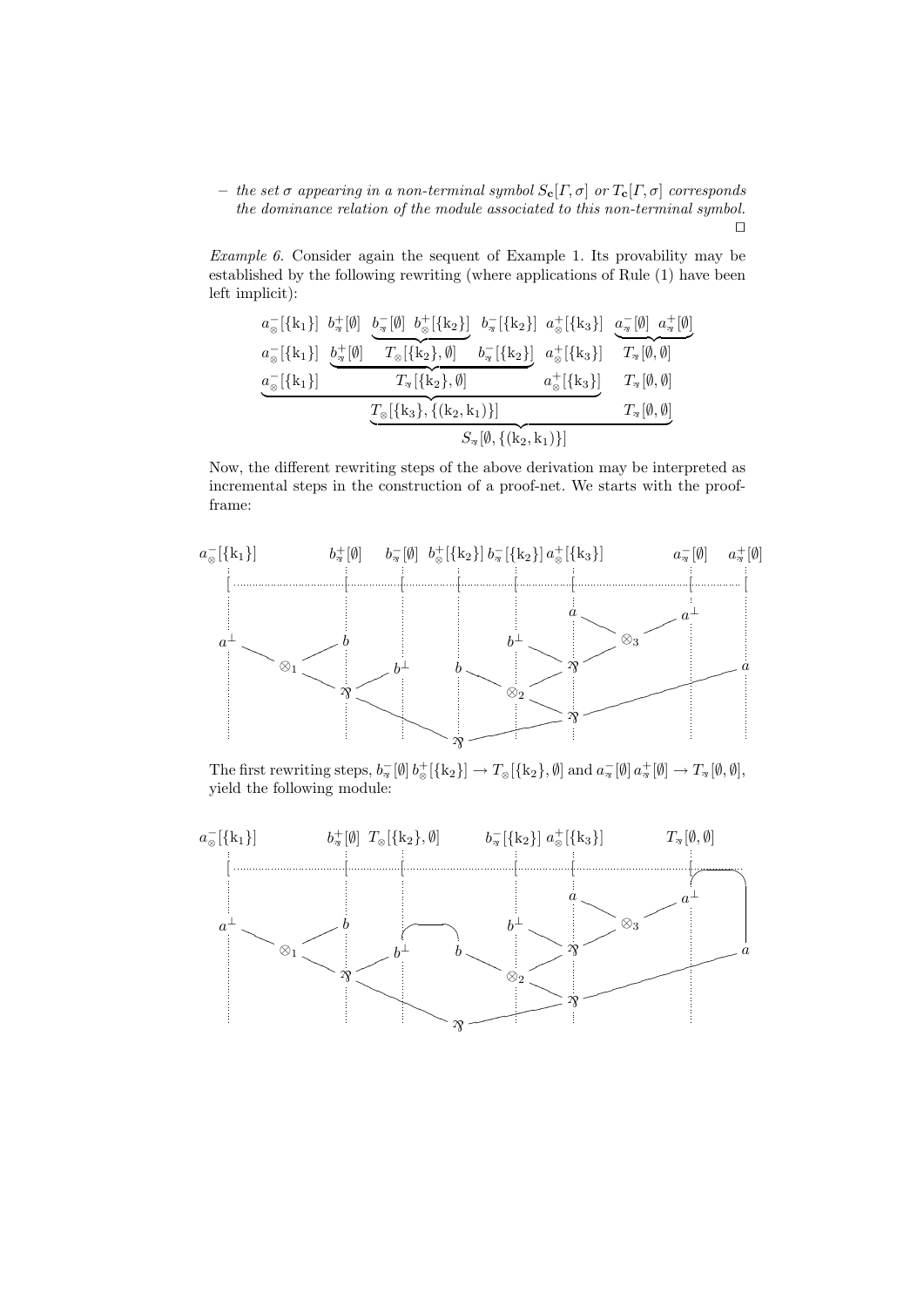– *the set $\sigma$ appearing in a non-terminal symbol $S_{\mathbf{c}}[\Gamma, \sigma]$ or $T_{\mathbf{c}}[\Gamma, \sigma]$ corresponds the dominance relation of the module associated to this non-terminal symbol.* □

*Example 6.* Consider again the sequent of Example 1. Its provability may be established by the following rewriting (where applications of Rule (1) have been left implicit):

$$
\begin{array}{cccccccc}
a^-_{\otimes}[\{\mathrm{k}_1\}] & b^+_{\parr}[\emptyset] & \underbrace{b^-_{\parr}[\emptyset] \;\; b^+_{\otimes}[\{\mathrm{k}_2\}]} & b^-_{\parr}[\{\mathrm{k}_2\}] & a^+_{\otimes}[\{\mathrm{k}_3\}] & \underbrace{a^-_{\parr}[\emptyset] \;\; a^+_{\parr}[\emptyset]} \\
a^-_{\otimes}[\{\mathrm{k}_1\}] & \underbrace{b^+_{\parr}[\emptyset] \quad T_{\otimes}[\{\mathrm{k}_2\}, \emptyset] \quad b^-_{\parr}[\{\mathrm{k}_2\}]} & & & a^+_{\otimes}[\{\mathrm{k}_3\}] & T_{\parr}[\emptyset, \emptyset] \\
\underbrace{a^-_{\otimes}[\{\mathrm{k}_1\}] \quad T_{\parr}[\{\mathrm{k}_2\}, \emptyset] \quad a^+_{\otimes}[\{\mathrm{k}_3\}]} & & & & & T_{\parr}[\emptyset, \emptyset] \\
\underbrace{T_{\otimes}[\{\mathrm{k}_3\}, \{(\mathrm{k}_2, \mathrm{k}_1)\}] \quad T_{\parr}[\emptyset, \emptyset]} \\
S_{\parr}[\emptyset, \{(\mathrm{k}_2, \mathrm{k}_1)\}]
\end{array}
$$

Now, the different rewriting steps of the above derivation may be interpreted as incremental steps in the construction of a proof-net. We starts with the proof-frame:

The first rewriting steps, $b^-_{\parr}[\emptyset]\, b^+_{\otimes}[\{\mathrm{k}_2\}] \rightarrow T_{\otimes}[\{\mathrm{k}_2\}, \emptyset]$ and $a^-_{\parr}[\emptyset]\, a^+_{\parr}[\emptyset] \rightarrow T_{\parr}[\emptyset, \emptyset]$, yield the following module: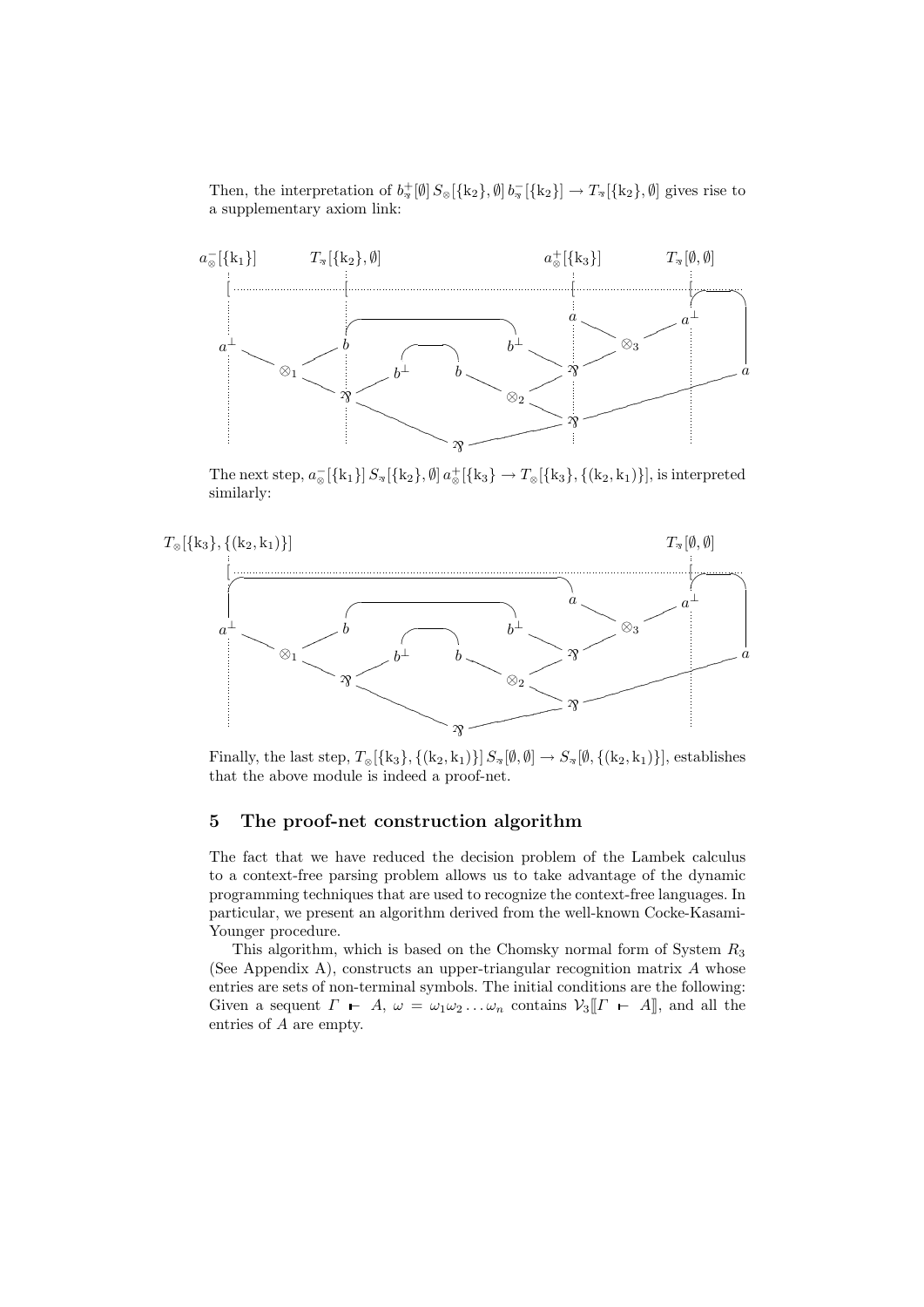Then, the interpretation of $b^{+}_{\parr}[\emptyset]\, S_{\otimes}[\{\mathrm{k}_2\},\emptyset]\, b^{-}_{\parr}[\{\mathrm{k}_2\}] \to T_{\parr}[\{\mathrm{k}_2\},\emptyset]$ gives rise to a supplementary axiom link:

The next step, $a^{-}_{\otimes}[\{\mathrm{k}_1\}]\, S_{\parr}[\{\mathrm{k}_2\},\emptyset]\, a^{+}_{\otimes}[\{\mathrm{k}_3\}] \to T_{\otimes}[\{\mathrm{k}_3\},\{(\mathrm{k}_2,\mathrm{k}_1)\}]$, is interpreted similarly:

Finally, the last step, $T_{\otimes}[\{\mathrm{k}_3\},\{(\mathrm{k}_2,\mathrm{k}_1)\}]\, S_{\parr}[\emptyset,\emptyset] \to S_{\parr}[\emptyset,\{(\mathrm{k}_2,\mathrm{k}_1)\}]$, establishes that the above module is indeed a proof-net.

## 5 The proof-net construction algorithm

The fact that we have reduced the decision problem of the Lambek calculus to a context-free parsing problem allows us to take advantage of the dynamic programming techniques that are used to recognize the context-free languages. In particular, we present an algorithm derived from the well-known Cocke-Kasami-Younger procedure.

This algorithm, which is based on the Chomsky normal form of System $R_3$ (See Appendix A), constructs an upper-triangular recognition matrix $A$ whose entries are sets of non-terminal symbols. The initial conditions are the following: Given a sequent $\Gamma \vdash A$, $\omega = \omega_1\omega_2\ldots\omega_n$ contains $\mathcal{V}_3[\![\Gamma \vdash A]\!]$, and all the entries of $A$ are empty.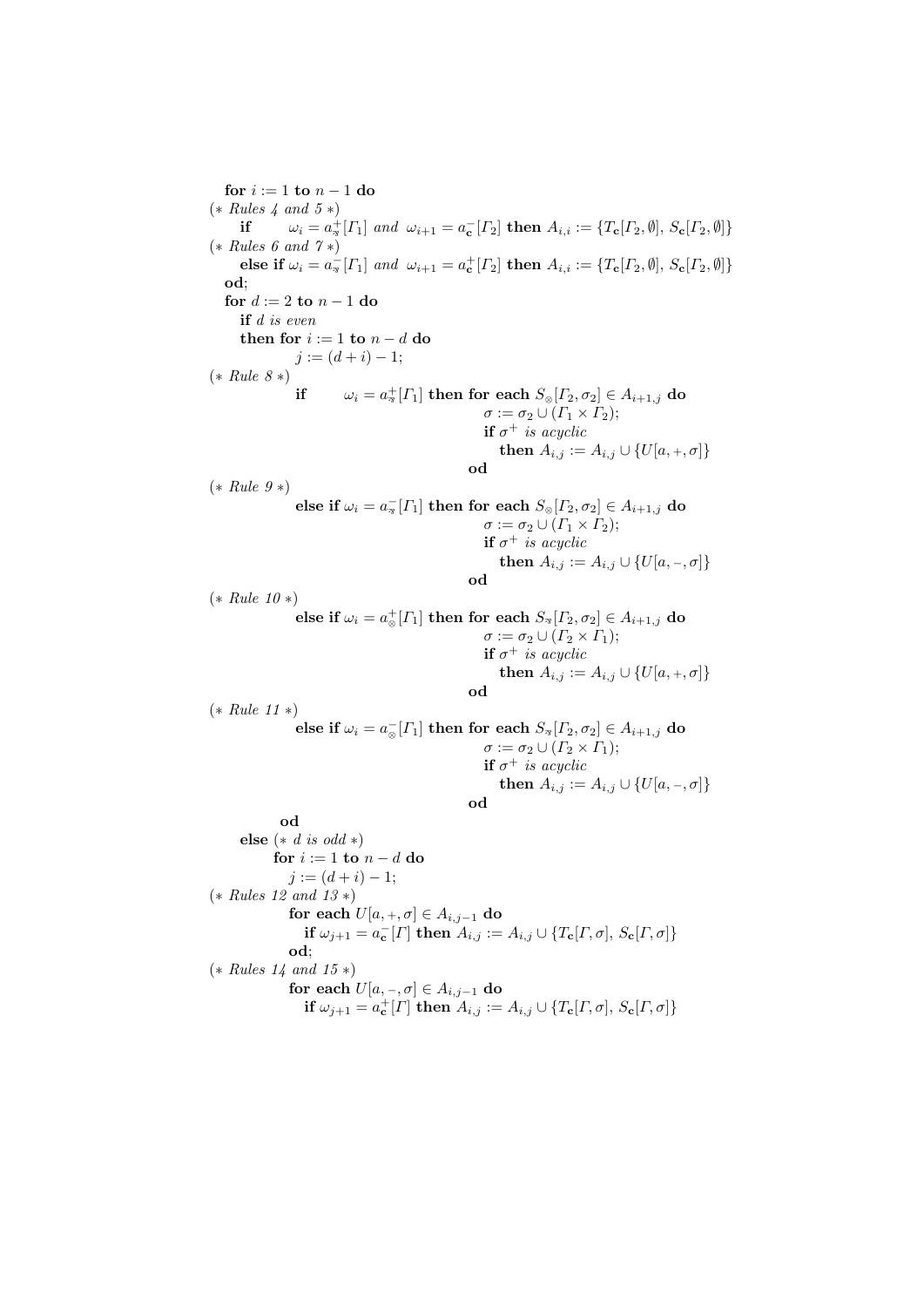```
for i := 1 to n − 1 do
(* Rules 4 and 5 *)
   if      ω_i = a^+_⅋[Γ1] and ω_{i+1} = a^-_c[Γ2] then A_{i,i} := {T_c[Γ2, ∅], S_c[Γ2, ∅]}
(* Rules 6 and 7 *)
   else if ω_i = a^-_⅋[Γ1] and ω_{i+1} = a^+_c[Γ2] then A_{i,i} := {T_c[Γ2, ∅], S_c[Γ2, ∅]}
od;
for d := 2 to n − 1 do
   if d is even
   then for i := 1 to n − d do
          j := (d + i) − 1;
(* Rule 8 *)
          if      ω_i = a^+_⅋[Γ1] then for each S_⊗[Γ2, σ2] ∈ A_{i+1,j} do
                                            σ := σ2 ∪ (Γ1 × Γ2);
                                            if σ^+ is acyclic
                                               then A_{i,j} := A_{i,j} ∪ {U[a, +, σ]}
                                         od
(* Rule 9 *)
          else if ω_i = a^-_⅋[Γ1] then for each S_⊗[Γ2, σ2] ∈ A_{i+1,j} do
                                            σ := σ2 ∪ (Γ1 × Γ2);
                                            if σ^+ is acyclic
                                               then A_{i,j} := A_{i,j} ∪ {U[a, −, σ]}
                                         od
(* Rule 10 *)
          else if ω_i = a^+_⊗[Γ1] then for each S_⅋[Γ2, σ2] ∈ A_{i+1,j} do
                                            σ := σ2 ∪ (Γ2 × Γ1);
                                            if σ^+ is acyclic
                                               then A_{i,j} := A_{i,j} ∪ {U[a, +, σ]}
                                         od
(* Rule 11 *)
          else if ω_i = a^-_⊗[Γ1] then for each S_⅋[Γ2, σ2] ∈ A_{i+1,j} do
                                            σ := σ2 ∪ (Γ2 × Γ1);
                                            if σ^+ is acyclic
                                               then A_{i,j} := A_{i,j} ∪ {U[a, −, σ]}
                                         od
        od
   else (* d is odd *)
        for i := 1 to n − d do
          j := (d + i) − 1;
(* Rules 12 and 13 *)
          for each U[a, +, σ] ∈ A_{i,j−1} do
             if ω_{j+1} = a^-_c[Γ] then A_{i,j} := A_{i,j} ∪ {T_c[Γ, σ], S_c[Γ, σ]}
          od;
(* Rules 14 and 15 *)
          for each U[a, −, σ] ∈ A_{i,j−1} do
             if ω_{j+1} = a^+_c[Γ] then A_{i,j} := A_{i,j} ∪ {T_c[Γ, σ], S_c[Γ, σ]}
```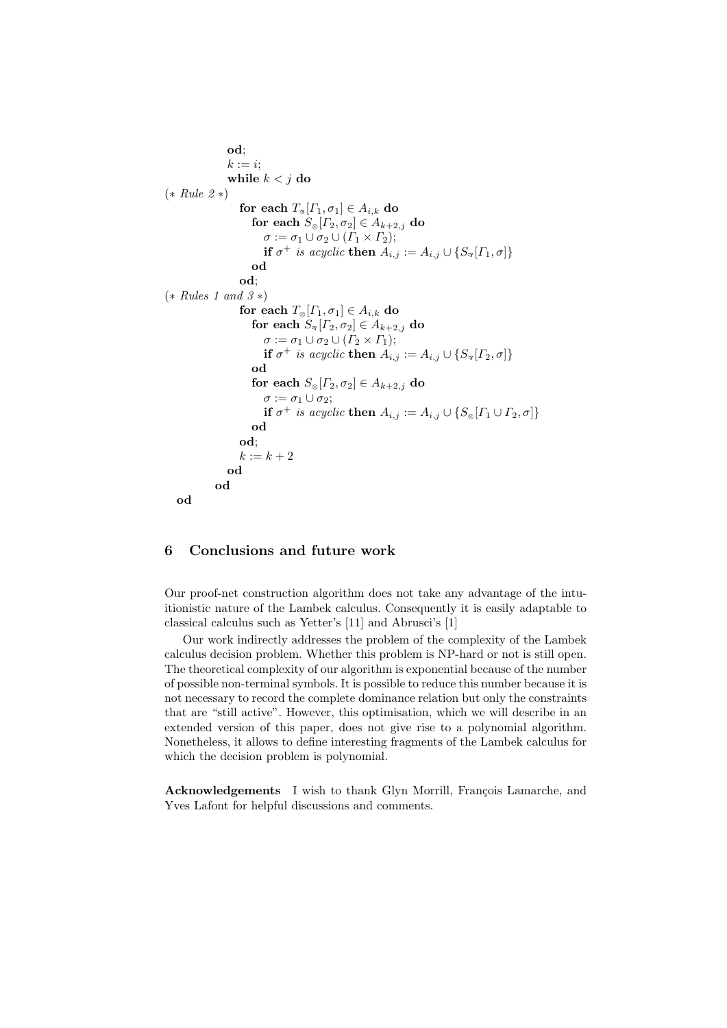```
            od;
            k := i;
            while k < j do
(* Rule 2 *)
              for each T⅋[Γ1, σ1] ∈ A_{i,k} do
                for each S⊗[Γ2, σ2] ∈ A_{k+2,j} do
                  σ := σ1 ∪ σ2 ∪ (Γ1 × Γ2);
                  if σ+ is acyclic then A_{i,j} := A_{i,j} ∪ {S⅋[Γ1, σ]}
                od
              od;
(* Rules 1 and 3 *)
              for each T⊗[Γ1, σ1] ∈ A_{i,k} do
                for each S⅋[Γ2, σ2] ∈ A_{k+2,j} do
                  σ := σ1 ∪ σ2 ∪ (Γ2 × Γ1);
                  if σ+ is acyclic then A_{i,j} := A_{i,j} ∪ {S⅋[Γ2, σ]}
                od
                for each S⊗[Γ2, σ2] ∈ A_{k+2,j} do
                  σ := σ1 ∪ σ2;
                  if σ+ is acyclic then A_{i,j} := A_{i,j} ∪ {S⊗[Γ1 ∪ Γ2, σ]}
                od
              od;
              k := k + 2
            od
          od
  od
```

## 6 Conclusions and future work

Our proof-net construction algorithm does not take any advantage of the intuitionistic nature of the Lambek calculus. Consequently it is easily adaptable to classical calculus such as Yetter's [11] and Abrusci's [1]

Our work indirectly addresses the problem of the complexity of the Lambek calculus decision problem. Whether this problem is NP-hard or not is still open. The theoretical complexity of our algorithm is exponential because of the number of possible non-terminal symbols. It is possible to reduce this number because it is not necessary to record the complete dominance relation but only the constraints that are "still active". However, this optimisation, which we will describe in an extended version of this paper, does not give rise to a polynomial algorithm. Nonetheless, it allows to define interesting fragments of the Lambek calculus for which the decision problem is polynomial.

**Acknowledgements** I wish to thank Glyn Morrill, François Lamarche, and Yves Lafont for helpful discussions and comments.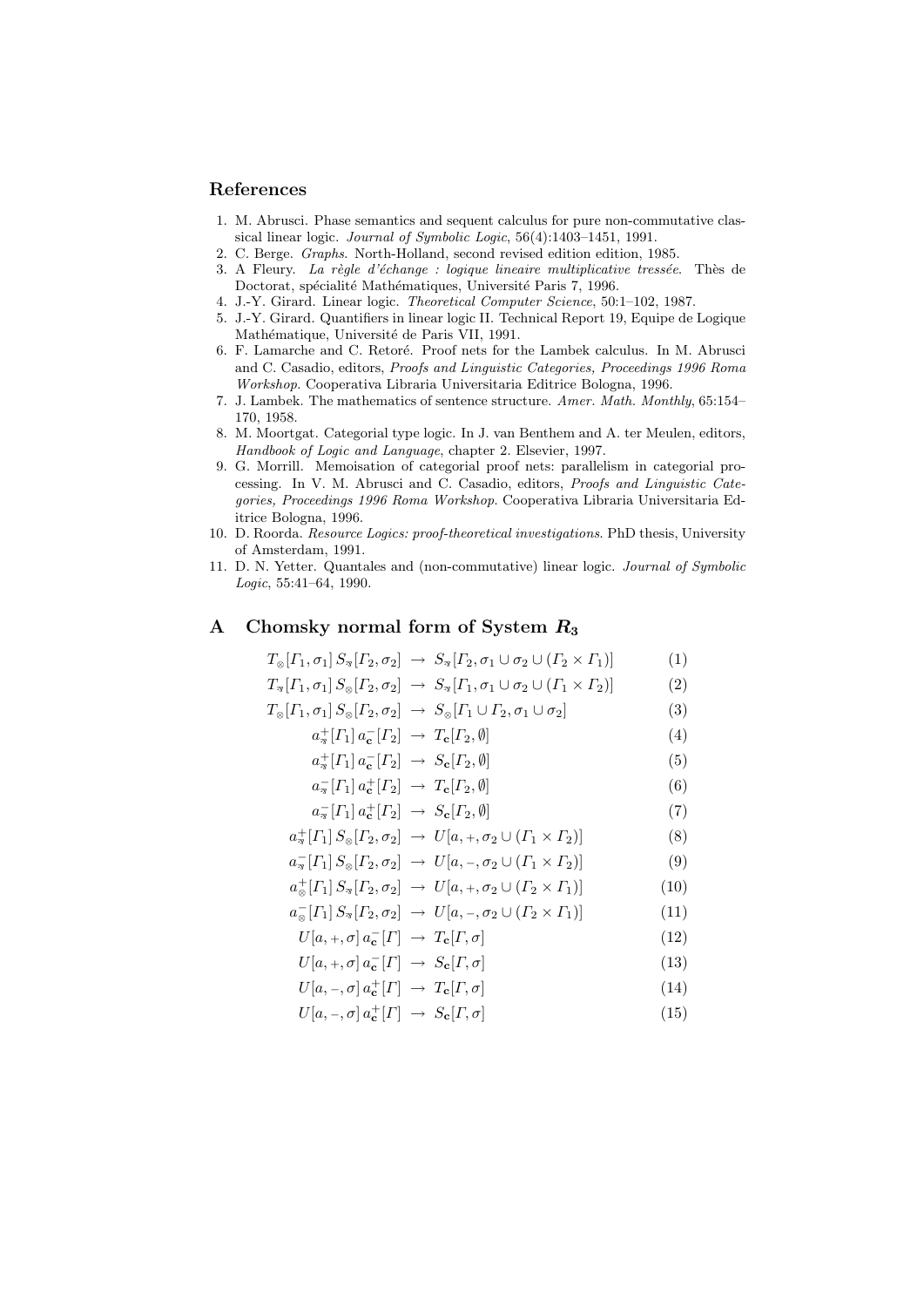## References

1. M. Abrusci. Phase semantics and sequent calculus for pure non-commutative classical linear logic. *Journal of Symbolic Logic*, 56(4):1403–1451, 1991.
2. C. Berge. *Graphs*. North-Holland, second revised edition edition, 1985.
3. A Fleury. *La règle d'échange : logique lineaire multiplicative tressée*. Thès de Doctorat, spécialité Mathématiques, Université Paris 7, 1996.
4. J.-Y. Girard. Linear logic. *Theoretical Computer Science*, 50:1–102, 1987.
5. J.-Y. Girard. Quantifiers in linear logic II. Technical Report 19, Equipe de Logique Mathématique, Université de Paris VII, 1991.
6. F. Lamarche and C. Retoré. Proof nets for the Lambek calculus. In M. Abrusci and C. Casadio, editors, *Proofs and Linguistic Categories, Proceedings 1996 Roma Workshop*. Cooperativa Libraria Universitaria Editrice Bologna, 1996.
7. J. Lambek. The mathematics of sentence structure. *Amer. Math. Monthly*, 65:154–170, 1958.
8. M. Moortgat. Categorial type logic. In J. van Benthem and A. ter Meulen, editors, *Handbook of Logic and Language*, chapter 2. Elsevier, 1997.
9. G. Morrill. Memoisation of categorial proof nets: parallelism in categorial processing. In V. M. Abrusci and C. Casadio, editors, *Proofs and Linguistic Categories, Proceedings 1996 Roma Workshop*. Cooperativa Libraria Universitaria Editrice Bologna, 1996.
10. D. Roorda. *Resource Logics: proof-theoretical investigations*. PhD thesis, University of Amsterdam, 1991.
11. D. N. Yetter. Quantales and (non-commutative) linear logic. *Journal of Symbolic Logic*, 55:41–64, 1990.

# A Chomsky normal form of System $R_3$

$$T_{\otimes}[\Gamma_1,\sigma_1]\,S_{\parr}[\Gamma_2,\sigma_2] \;\rightarrow\; S_{\parr}[\Gamma_2,\sigma_1\cup\sigma_2\cup(\Gamma_2\times\Gamma_1)] \tag{1}$$
$$T_{\parr}[\Gamma_1,\sigma_1]\,S_{\otimes}[\Gamma_2,\sigma_2] \;\rightarrow\; S_{\parr}[\Gamma_1,\sigma_1\cup\sigma_2\cup(\Gamma_1\times\Gamma_2)] \tag{2}$$
$$T_{\otimes}[\Gamma_1,\sigma_1]\,S_{\otimes}[\Gamma_2,\sigma_2] \;\rightarrow\; S_{\otimes}[\Gamma_1\cup\Gamma_2,\sigma_1\cup\sigma_2] \tag{3}$$
$$a^{+}_{\parr}[\Gamma_1]\,a^{-}_{\mathbf{c}}[\Gamma_2] \;\rightarrow\; T_{\mathbf{c}}[\Gamma_2,\emptyset] \tag{4}$$
$$a^{+}_{\parr}[\Gamma_1]\,a^{-}_{\mathbf{c}}[\Gamma_2] \;\rightarrow\; S_{\mathbf{c}}[\Gamma_2,\emptyset] \tag{5}$$
$$a^{-}_{\parr}[\Gamma_1]\,a^{+}_{\mathbf{c}}[\Gamma_2] \;\rightarrow\; T_{\mathbf{c}}[\Gamma_2,\emptyset] \tag{6}$$
$$a^{-}_{\parr}[\Gamma_1]\,a^{+}_{\mathbf{c}}[\Gamma_2] \;\rightarrow\; S_{\mathbf{c}}[\Gamma_2,\emptyset] \tag{7}$$
$$a^{+}_{\parr}[\Gamma_1]\,S_{\otimes}[\Gamma_2,\sigma_2] \;\rightarrow\; U[a,+,\sigma_2\cup(\Gamma_1\times\Gamma_2)] \tag{8}$$
$$a^{-}_{\parr}[\Gamma_1]\,S_{\otimes}[\Gamma_2,\sigma_2] \;\rightarrow\; U[a,-,\sigma_2\cup(\Gamma_1\times\Gamma_2)] \tag{9}$$
$$a^{+}_{\otimes}[\Gamma_1]\,S_{\parr}[\Gamma_2,\sigma_2] \;\rightarrow\; U[a,+,\sigma_2\cup(\Gamma_2\times\Gamma_1)] \tag{10}$$
$$a^{-}_{\otimes}[\Gamma_1]\,S_{\parr}[\Gamma_2,\sigma_2] \;\rightarrow\; U[a,-,\sigma_2\cup(\Gamma_2\times\Gamma_1)] \tag{11}$$
$$U[a,+,\sigma]\,a^{-}_{\mathbf{c}}[\Gamma] \;\rightarrow\; T_{\mathbf{c}}[\Gamma,\sigma] \tag{12}$$
$$U[a,+,\sigma]\,a^{-}_{\mathbf{c}}[\Gamma] \;\rightarrow\; S_{\mathbf{c}}[\Gamma,\sigma] \tag{13}$$
$$U[a,-,\sigma]\,a^{+}_{\mathbf{c}}[\Gamma] \;\rightarrow\; T_{\mathbf{c}}[\Gamma,\sigma] \tag{14}$$
$$U[a,-,\sigma]\,a^{+}_{\mathbf{c}}[\Gamma] \;\rightarrow\; S_{\mathbf{c}}[\Gamma,\sigma] \tag{15}$$